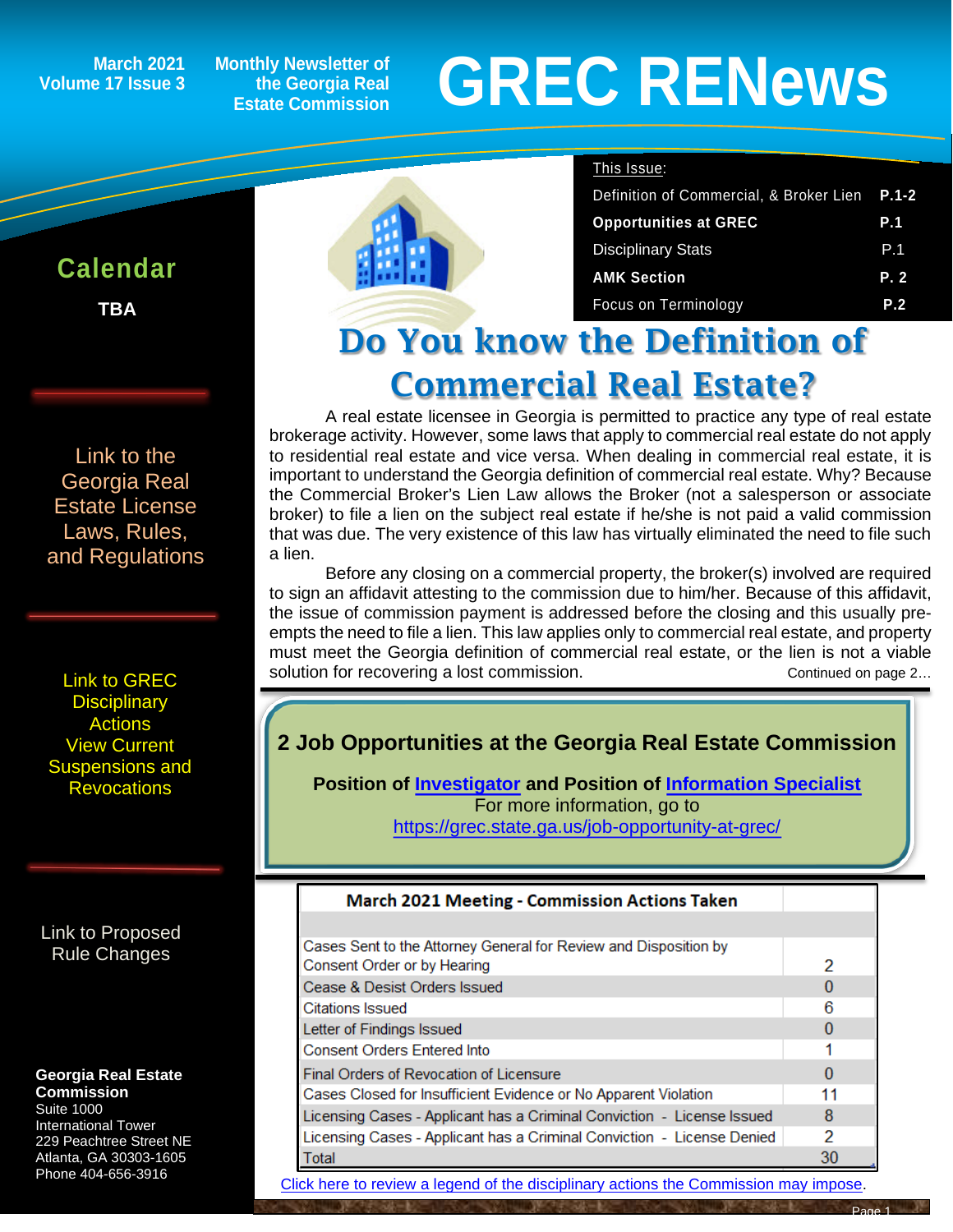March 2021
Volume 17 Issue 3

Monthly Newsletter of the Georgia Real Estate Commission

# GREC RENews

This Issue:

| | |
|---|---|
| Definition of Commercial, & Broker Lien | P.1-2 |
| **Opportunities at GREC** | **P.1** |
| Disciplinary Stats | P.1 |
| **AMK Section** | **P. 2** |
| Focus on Terminology | P.2 |

## Calendar

**TBA**

Link to the Georgia Real Estate License Laws, Rules, and Regulations

Link to GREC Disciplinary Actions View Current Suspensions and Revocations

Link to Proposed Rule Changes

**Georgia Real Estate Commission**
Suite 1000
International Tower
229 Peachtree Street NE
Atlanta, GA 30303-1605
Phone 404-656-3916

## Do You know the Definition of Commercial Real Estate?

A real estate licensee in Georgia is permitted to practice any type of real estate brokerage activity. However, some laws that apply to commercial real estate do not apply to residential real estate and vice versa. When dealing in commercial real estate, it is important to understand the Georgia definition of commercial real estate. Why? Because the Commercial Broker's Lien Law allows the Broker (not a salesperson or associate broker) to file a lien on the subject real estate if he/she is not paid a valid commission that was due. The very existence of this law has virtually eliminated the need to file such a lien.

Before any closing on a commercial property, the broker(s) involved are required to sign an affidavit attesting to the commission due to him/her. Because of this affidavit, the issue of commission payment is addressed before the closing and this usually pre-empts the need to file a lien. This law applies only to commercial real estate, and property must meet the Georgia definition of commercial real estate, or the lien is not a viable solution for recovering a lost commission.

Continued on page 2…

### 2 Job Opportunities at the Georgia Real Estate Commission

**Position of Investigator and Position of Information Specialist**
For more information, go to
https://grec.state.ga.us/job-opportunity-at-grec/

| March 2021 Meeting - Commission Actions Taken | |
|---|---|
| Cases Sent to the Attorney General for Review and Disposition by Consent Order or by Hearing | 2 |
| Cease & Desist Orders Issued | 0 |
| Citations Issued | 6 |
| Letter of Findings Issued | 0 |
| Consent Orders Entered Into | 1 |
| Final Orders of Revocation of Licensure | 0 |
| Cases Closed for Insufficient Evidence or No Apparent Violation | 11 |
| Licensing Cases - Applicant has a Criminal Conviction - License Issued | 8 |
| Licensing Cases - Applicant has a Criminal Conviction - License Denied | 2 |
| Total | 30 |

Click here to review a legend of the disciplinary actions the Commission may impose.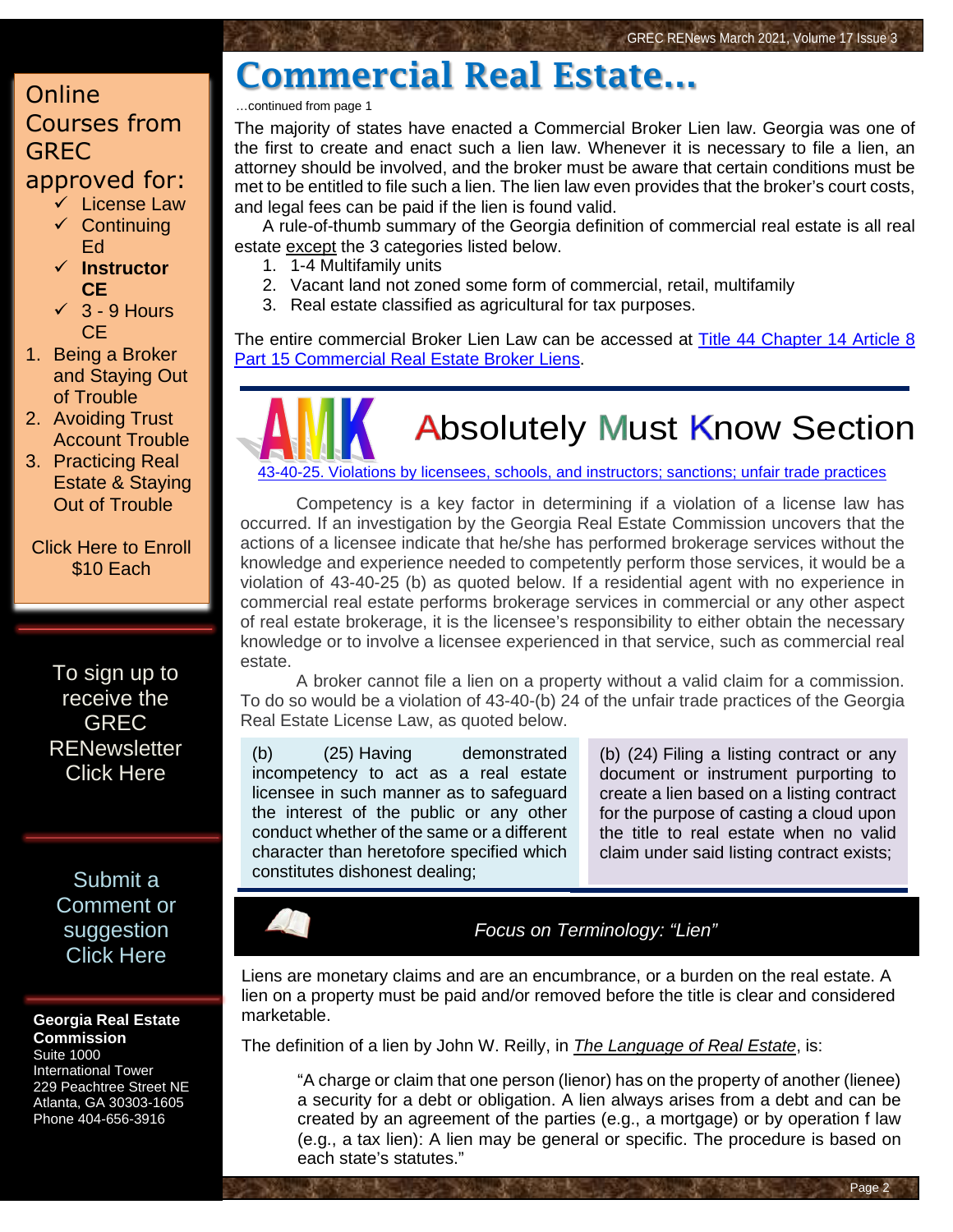# Commercial Real Estate…

…continued from page 1

The majority of states have enacted a Commercial Broker Lien law. Georgia was one of the first to create and enact such a lien law. Whenever it is necessary to file a lien, an attorney should be involved, and the broker must be aware that certain conditions must be met to be entitled to file such a lien. The lien law even provides that the broker's court costs, and legal fees can be paid if the lien is found valid.

A rule-of-thumb summary of the Georgia definition of commercial real estate is all real estate except the 3 categories listed below.

1. 1-4 Multifamily units
2. Vacant land not zoned some form of commercial, retail, multifamily
3. Real estate classified as agricultural for tax purposes.

The entire commercial Broker Lien Law can be accessed at [Title 44 Chapter 14 Article 8 Part 15 Commercial Real Estate Broker Liens](#).

## AMK Absolutely Must Know Section

[43-40-25. Violations by licensees, schools, and instructors; sanctions; unfair trade practices](#)

Competency is a key factor in determining if a violation of a license law has occurred. If an investigation by the Georgia Real Estate Commission uncovers that the actions of a licensee indicate that he/she has performed brokerage services without the knowledge and experience needed to competently perform those services, it would be a violation of 43-40-25 (b) as quoted below. If a residential agent with no experience in commercial real estate performs brokerage services in commercial or any other aspect of real estate brokerage, it is the licensee's responsibility to either obtain the necessary knowledge or to involve a licensee experienced in that service, such as commercial real estate.

A broker cannot file a lien on a property without a valid claim for a commission. To do so would be a violation of 43-40-(b) 24 of the unfair trade practices of the Georgia Real Estate License Law, as quoted below.

> (b) (25) Having demonstrated incompetency to act as a real estate licensee in such manner as to safeguard the interest of the public or any other conduct whether of the same or a different character than heretofore specified which constitutes dishonest dealing;

> (b) (24) Filing a listing contract or any document or instrument purporting to create a lien based on a listing contract for the purpose of casting a cloud upon the title to real estate when no valid claim under said listing contract exists;

### *Focus on Terminology: "Lien"*

Liens are monetary claims and are an encumbrance, or a burden on the real estate. A lien on a property must be paid and/or removed before the title is clear and considered marketable.

The definition of a lien by John W. Reilly, in *The Language of Real Estate*, is:

> "A charge or claim that one person (lienor) has on the property of another (lienee) a security for a debt or obligation. A lien always arises from a debt and can be created by an agreement of the parties (e.g., a mortgage) or by operation f law (e.g., a tax lien): A lien may be general or specific. The procedure is based on each state's statutes."

---

**Online Courses from GREC approved for:**

- ✓ License Law
- ✓ Continuing Ed
- ✓ **Instructor CE**
- ✓ 3 - 9 Hours CE

1. Being a Broker and Staying Out of Trouble
2. Avoiding Trust Account Trouble
3. Practicing Real Estate & Staying Out of Trouble

Click Here to Enroll
$10 Each

To sign up to receive the GREC RENewsletter Click Here

Submit a Comment or suggestion Click Here

**Georgia Real Estate Commission**
Suite 1000
International Tower
229 Peachtree Street NE
Atlanta, GA 30303-1605
Phone 404-656-3916